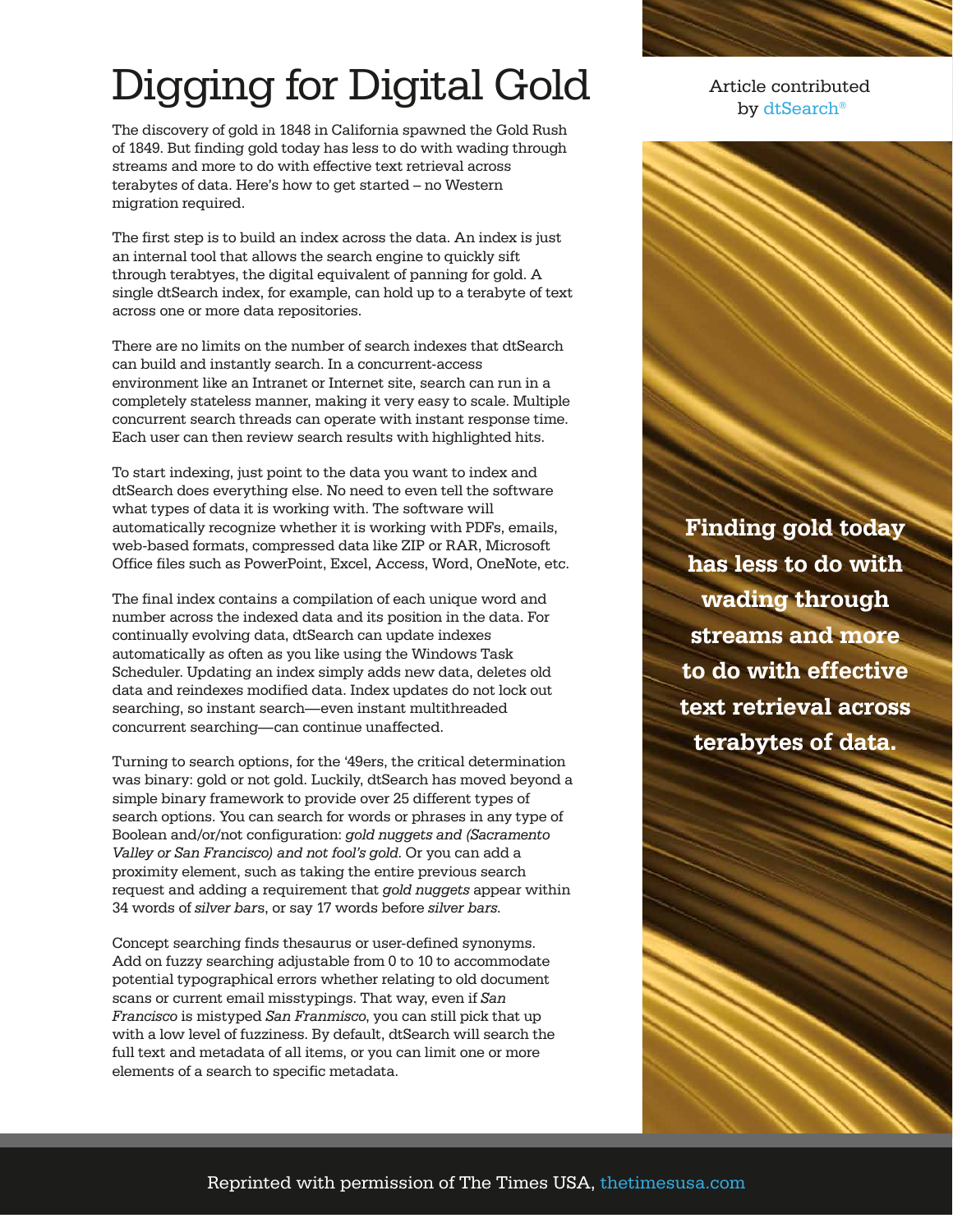# Digging for Digital Gold

Article contributed by dtSearch®

The discovery of gold in 1848 in California spawned the Gold Rush of 1849. But finding gold today has less to do with wading through streams and more to do with effective text retrieval across terabytes of data. Here's how to get started – no Western migration required.

The first step is to build an index across the data. An index is just an internal tool that allows the search engine to quickly sift through terabtyes, the digital equivalent of panning for gold. A single dtSearch index, for example, can hold up to a terabyte of text across one or more data repositories.

There are no limits on the number of search indexes that dtSearch can build and instantly search. In a concurrent-access environment like an Intranet or Internet site, search can run in a completely stateless manner, making it very easy to scale. Multiple concurrent search threads can operate with instant response time. Each user can then review search results with highlighted hits.

To start indexing, just point to the data you want to index and dtSearch does everything else. No need to even tell the software what types of data it is working with. The software will automatically recognize whether it is working with PDFs, emails, web-based formats, compressed data like ZIP or RAR, Microsoft Office files such as PowerPoint, Excel, Access, Word, OneNote, etc.

The final index contains a compilation of each unique word and number across the indexed data and its position in the data. For continually evolving data, dtSearch can update indexes automatically as often as you like using the Windows Task Scheduler. Updating an index simply adds new data, deletes old data and reindexes modified data. Index updates do not lock out searching, so instant search—even instant multithreaded concurrent searching—can continue unaffected.

Turning to search options, for the '49ers, the critical determination was binary: gold or not gold. Luckily, dtSearch has moved beyond a simple binary framework to provide over 25 different types of search options. You can search for words or phrases in any type of Boolean and/or/not configuration: *gold nuggets and (Sacramento Valley or San Francisco) and not fool's gold*. Or you can add a proximity element, such as taking the entire previous search request and adding a requirement that *gold nuggets* appear within 34 words of *silver bar*s, or say 17 words before *silver bars*.

Concept searching finds thesaurus or user-defined synonyms. Add on fuzzy searching adjustable from 0 to 10 to accommodate potential typographical errors whether relating to old document scans or current email misstypings. That way, even if *San Francisco* is mistyped *San Franmisco*, you can still pick that up with a low level of fuzziness. By default, dtSearch will search the full text and metadata of all items, or you can limit one or more elements of a search to specific metadata.

**Finding gold today has less to do with wading through streams and more to do with effective text retrieval across terabytes of data.**

Reprinted with permission of The Times USA, thetimesusa.com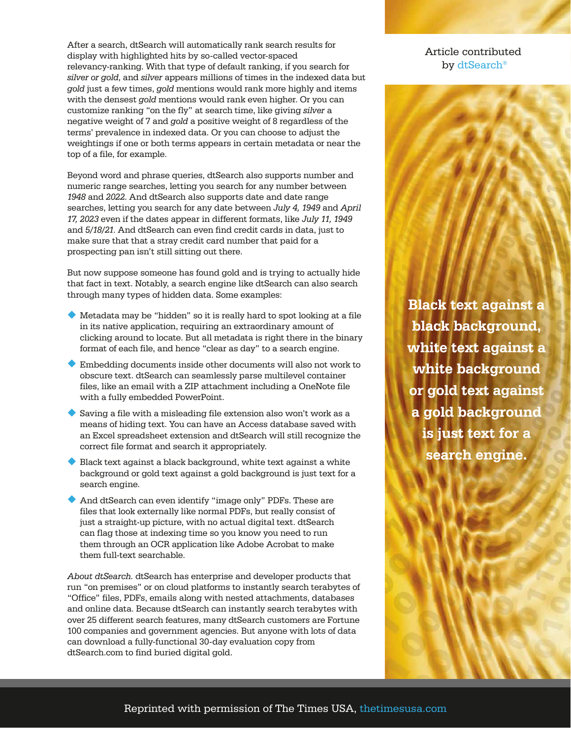After a search, dtSearch will automatically rank search results for display with highlighted hits by so-called vector-spaced relevancy-ranking. With that type of default ranking, if you search for *silver or gold*, and *silver* appears millions of times in the indexed data but *gold* just a few times, *gold* mentions would rank more highly and items with the densest *gold* mentions would rank even higher. Or you can customize ranking "on the fly" at search time, like giving *silver* a negative weight of 7 and *gold* a positive weight of 8 regardless of the terms' prevalence in indexed data. Or you can choose to adjust the weightings if one or both terms appears in certain metadata or near the top of a file, for example.

Beyond word and phrase queries, dtSearch also supports number and numeric range searches, letting you search for any number between *1948* and *2022.* And dtSearch also supports date and date range searches, letting you search for any date between *July 4, 1949* and *April 17, 2023* even if the dates appear in different formats, like *July 11, 1949* and *5/18/21*. And dtSearch can even find credit cards in data, just to make sure that that a stray credit card number that paid for a prospecting pan isn't still sitting out there.

But now suppose someone has found gold and is trying to actually hide that fact in text. Notably, a search engine like dtSearch can also search through many types of hidden data. Some examples:

- Metadata may be "hidden" so it is really hard to spot looking at a file in its native application, requiring an extraordinary amount of clicking around to locate. But all metadata is right there in the binary format of each file, and hence "clear as day" to a search engine.
- Embedding documents inside other documents will also not work to obscure text. dtSearch can seamlessly parse multilevel container files, like an email with a ZIP attachment including a OneNote file with a fully embedded PowerPoint.
- Saving a file with a misleading file extension also won't work as a means of hiding text. You can have an Access database saved with an Excel spreadsheet extension and dtSearch will still recognize the correct file format and search it appropriately.
- Black text against a black background, white text against a white background or gold text against a gold background is just text for a search engine.
- And dtSearch can even identify "image only" PDFs. These are files that look externally like normal PDFs, but really consist of just a straight-up picture, with no actual digital text. dtSearch can flag those at indexing time so you know you need to run them through an OCR application like Adobe Acrobat to make them full-text searchable.

*About dtSearch.* dtSearch has enterprise and developer products that run "on premises" or on cloud platforms to instantly search terabytes of "Office" files, PDFs, emails along with nested attachments, databases and online data. Because dtSearch can instantly search terabytes with over 25 different search features, many dtSearch customers are Fortune 100 companies and government agencies. But anyone with lots of data can download a fully-functional 30-day evaluation copy from dtSearch.com to find buried digital gold.

Article contributed by dtSearch®

**Black text against a black background, white text against a white background or gold text against a gold background is just text for a search engine.**

Reprinted with permission of The Times USA, thetimesusa.com